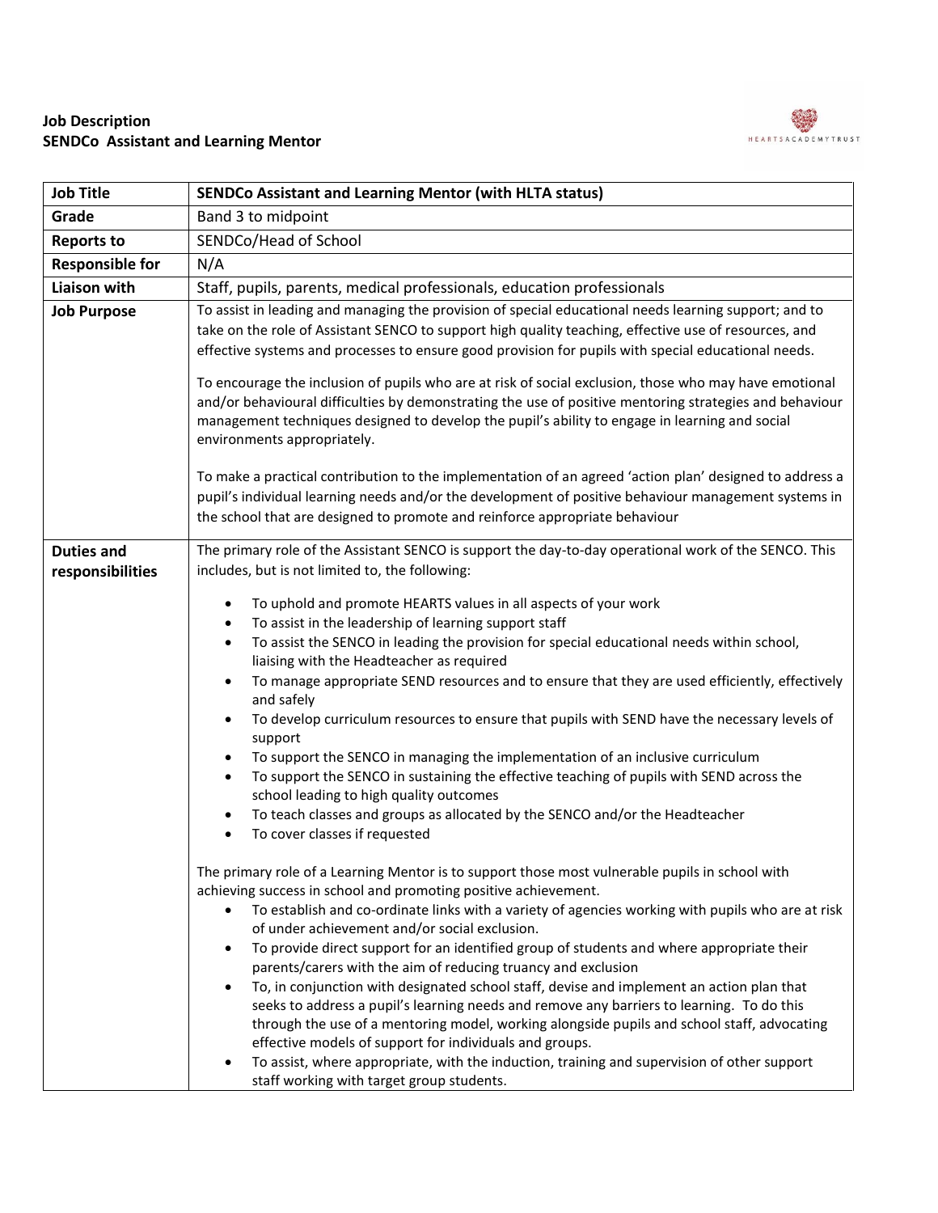**Job Description**
**SENDCo Assistant and Learning Mentor**

| **Job Title** | **SENDCo Assistant and Learning Mentor (with HLTA status)** |
|---|---|
| **Grade** | Band 3 to midpoint |
| **Reports to** | SENDCo/Head of School |
| **Responsible for** | N/A |
| **Liaison with** | Staff, pupils, parents, medical professionals, education professionals |
| **Job Purpose** | To assist in leading and managing the provision of special educational needs learning support; and to take on the role of Assistant SENCO to support high quality teaching, effective use of resources, and effective systems and processes to ensure good provision for pupils with special educational needs.<br><br>To encourage the inclusion of pupils who are at risk of social exclusion, those who may have emotional and/or behavioural difficulties by demonstrating the use of positive mentoring strategies and behaviour management techniques designed to develop the pupil's ability to engage in learning and social environments appropriately.<br><br>To make a practical contribution to the implementation of an agreed 'action plan' designed to address a pupil's individual learning needs and/or the development of positive behaviour management systems in the school that are designed to promote and reinforce appropriate behaviour |
| **Duties and responsibilities** | The primary role of the Assistant SENCO is support the day-to-day operational work of the SENCO. This includes, but is not limited to, the following:<br><br>• To uphold and promote HEARTS values in all aspects of your work<br>• To assist in the leadership of learning support staff<br>• To assist the SENCO in leading the provision for special educational needs within school, liaising with the Headteacher as required<br>• To manage appropriate SEND resources and to ensure that they are used efficiently, effectively and safely<br>• To develop curriculum resources to ensure that pupils with SEND have the necessary levels of support<br>• To support the SENCO in managing the implementation of an inclusive curriculum<br>• To support the SENCO in sustaining the effective teaching of pupils with SEND across the school leading to high quality outcomes<br>• To teach classes and groups as allocated by the SENCO and/or the Headteacher<br>• To cover classes if requested<br><br>The primary role of a Learning Mentor is to support those most vulnerable pupils in school with achieving success in school and promoting positive achievement.<br>• To establish and co-ordinate links with a variety of agencies working with pupils who are at risk of under achievement and/or social exclusion.<br>• To provide direct support for an identified group of students and where appropriate their parents/carers with the aim of reducing truancy and exclusion<br>• To, in conjunction with designated school staff, devise and implement an action plan that seeks to address a pupil's learning needs and remove any barriers to learning. To do this through the use of a mentoring model, working alongside pupils and school staff, advocating effective models of support for individuals and groups.<br>• To assist, where appropriate, with the induction, training and supervision of other support staff working with target group students. |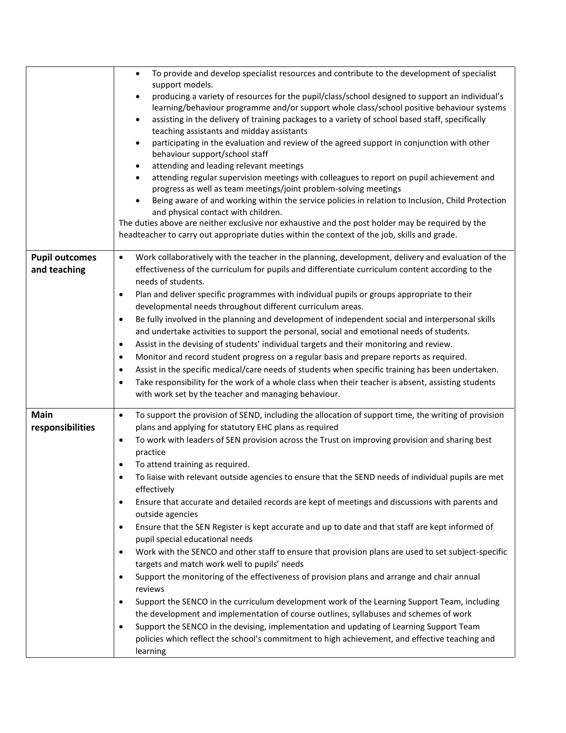| | |
|---|---|
| | • To provide and develop specialist resources and contribute to the development of specialist support models.<br>• producing a variety of resources for the pupil/class/school designed to support an individual's learning/behaviour programme and/or support whole class/school positive behaviour systems<br>• assisting in the delivery of training packages to a variety of school based staff, specifically teaching assistants and midday assistants<br>• participating in the evaluation and review of the agreed support in conjunction with other behaviour support/school staff<br>• attending and leading relevant meetings<br>• attending regular supervision meetings with colleagues to report on pupil achievement and progress as well as team meetings/joint problem-solving meetings<br>• Being aware of and working within the service policies in relation to Inclusion, Child Protection and physical contact with children.<br>The duties above are neither exclusive nor exhaustive and the post holder may be required by the headteacher to carry out appropriate duties within the context of the job, skills and grade. |
| **Pupil outcomes and teaching** | • Work collaboratively with the teacher in the planning, development, delivery and evaluation of the effectiveness of the curriculum for pupils and differentiate curriculum content according to the needs of students.<br>• Plan and deliver specific programmes with individual pupils or groups appropriate to their developmental needs throughout different curriculum areas.<br>• Be fully involved in the planning and development of independent social and interpersonal skills and undertake activities to support the personal, social and emotional needs of students.<br>• Assist in the devising of students' individual targets and their monitoring and review.<br>• Monitor and record student progress on a regular basis and prepare reports as required.<br>• Assist in the specific medical/care needs of students when specific training has been undertaken.<br>• Take responsibility for the work of a whole class when their teacher is absent, assisting students with work set by the teacher and managing behaviour. |
| **Main responsibilities** | • To support the provision of SEND, including the allocation of support time, the writing of provision plans and applying for statutory EHC plans as required<br>• To work with leaders of SEN provision across the Trust on improving provision and sharing best practice<br>• To attend training as required.<br>• To liaise with relevant outside agencies to ensure that the SEND needs of individual pupils are met effectively<br>• Ensure that accurate and detailed records are kept of meetings and discussions with parents and outside agencies<br>• Ensure that the SEN Register is kept accurate and up to date and that staff are kept informed of pupil special educational needs<br>• Work with the SENCO and other staff to ensure that provision plans are used to set subject-specific targets and match work well to pupils' needs<br>• Support the monitoring of the effectiveness of provision plans and arrange and chair annual reviews<br>• Support the SENCO in the curriculum development work of the Learning Support Team, including the development and implementation of course outlines, syllabuses and schemes of work<br>• Support the SENCO in the devising, implementation and updating of Learning Support Team policies which reflect the school's commitment to high achievement, and effective teaching and learning |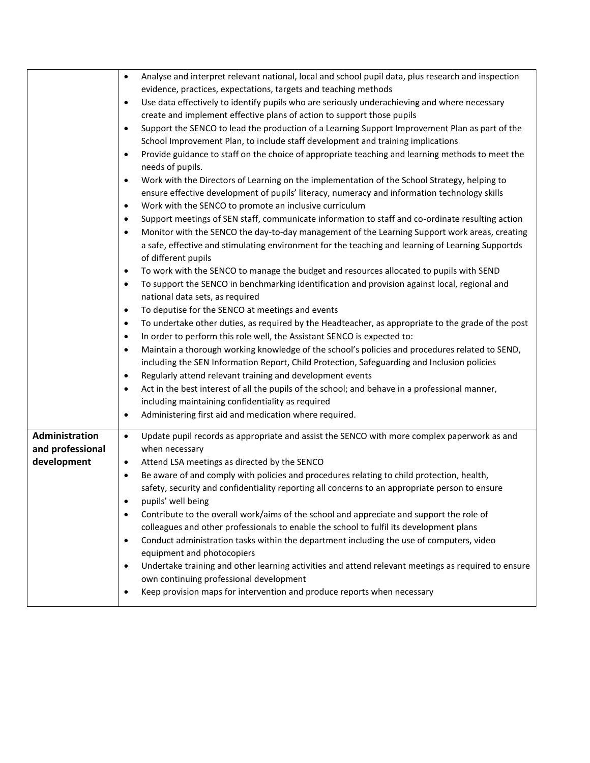| | |
|---|---|
| | • Analyse and interpret relevant national, local and school pupil data, plus research and inspection evidence, practices, expectations, targets and teaching methods<br>• Use data effectively to identify pupils who are seriously underachieving and where necessary create and implement effective plans of action to support those pupils<br>• Support the SENCO to lead the production of a Learning Support Improvement Plan as part of the School Improvement Plan, to include staff development and training implications<br>• Provide guidance to staff on the choice of appropriate teaching and learning methods to meet the needs of pupils.<br>• Work with the Directors of Learning on the implementation of the School Strategy, helping to ensure effective development of pupils' literacy, numeracy and information technology skills<br>• Work with the SENCO to promote an inclusive curriculum<br>• Support meetings of SEN staff, communicate information to staff and co-ordinate resulting action<br>• Monitor with the SENCO the day-to-day management of the Learning Support work areas, creating a safe, effective and stimulating environment for the teaching and learning of Learning Supportds of different pupils<br>• To work with the SENCO to manage the budget and resources allocated to pupils with SEND<br>• To support the SENCO in benchmarking identification and provision against local, regional and national data sets, as required<br>• To deputise for the SENCO at meetings and events<br>• To undertake other duties, as required by the Headteacher, as appropriate to the grade of the post<br>• In order to perform this role well, the Assistant SENCO is expected to:<br>• Maintain a thorough working knowledge of the school's policies and procedures related to SEND, including the SEN Information Report, Child Protection, Safeguarding and Inclusion policies<br>• Regularly attend relevant training and development events<br>• Act in the best interest of all the pupils of the school; and behave in a professional manner, including maintaining confidentiality as required<br>• Administering first aid and medication where required. |
| **Administration and professional development** | • Update pupil records as appropriate and assist the SENCO with more complex paperwork as and when necessary<br>• Attend LSA meetings as directed by the SENCO<br>• Be aware of and comply with policies and procedures relating to child protection, health, safety, security and confidentiality reporting all concerns to an appropriate person to ensure<br>• pupils' well being<br>• Contribute to the overall work/aims of the school and appreciate and support the role of colleagues and other professionals to enable the school to fulfil its development plans<br>• Conduct administration tasks within the department including the use of computers, video equipment and photocopiers<br>• Undertake training and other learning activities and attend relevant meetings as required to ensure own continuing professional development<br>• Keep provision maps for intervention and produce reports when necessary |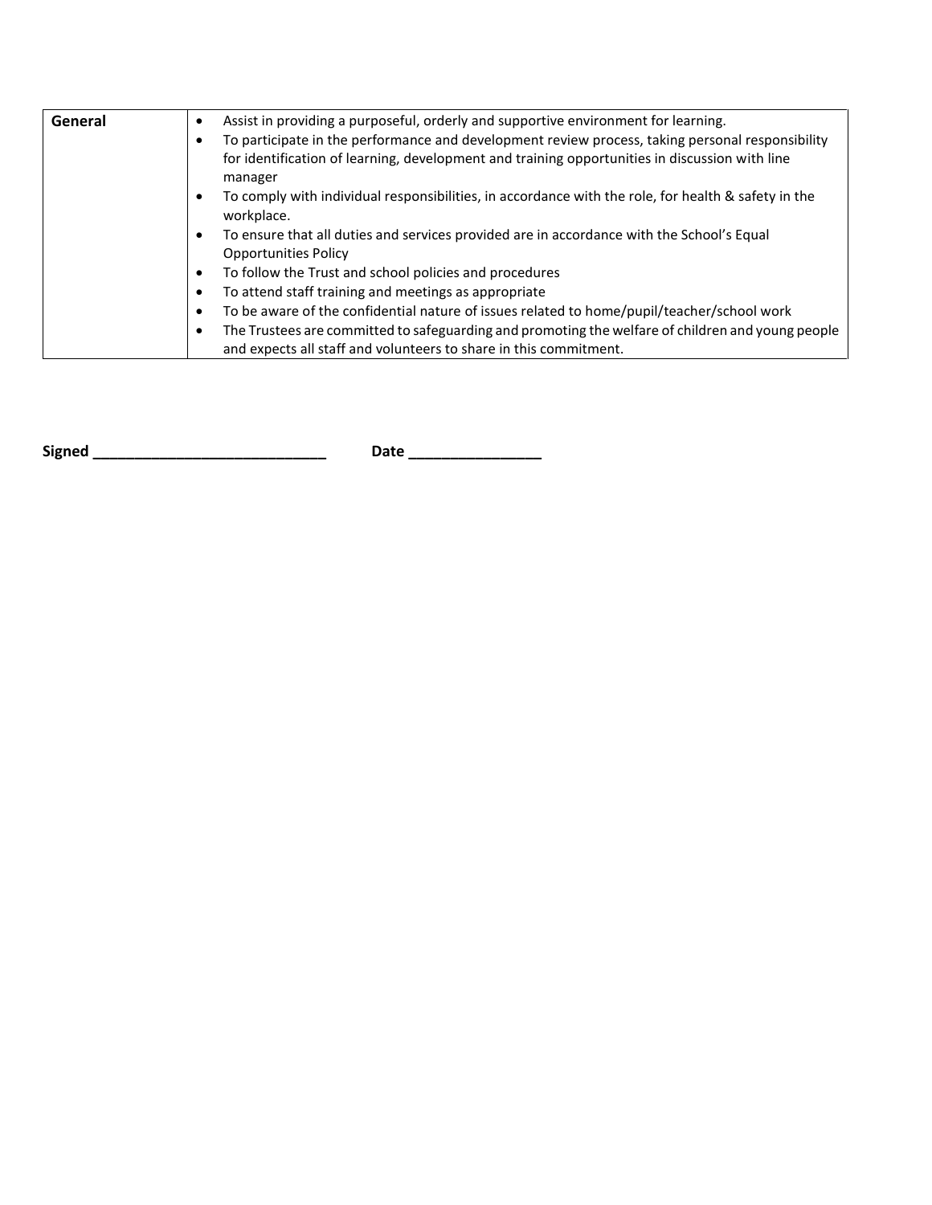| | |
|---|---|
| **General** | • Assist in providing a purposeful, orderly and supportive environment for learning.<br>• To participate in the performance and development review process, taking personal responsibility for identification of learning, development and training opportunities in discussion with line manager<br>• To comply with individual responsibilities, in accordance with the role, for health & safety in the workplace.<br>• To ensure that all duties and services provided are in accordance with the School's Equal Opportunities Policy<br>• To follow the Trust and school policies and procedures<br>• To attend staff training and meetings as appropriate<br>• To be aware of the confidential nature of issues related to home/pupil/teacher/school work<br>• The Trustees are committed to safeguarding and promoting the welfare of children and young people and expects all staff and volunteers to share in this commitment. |

**Signed ____________________________ Date ________________**